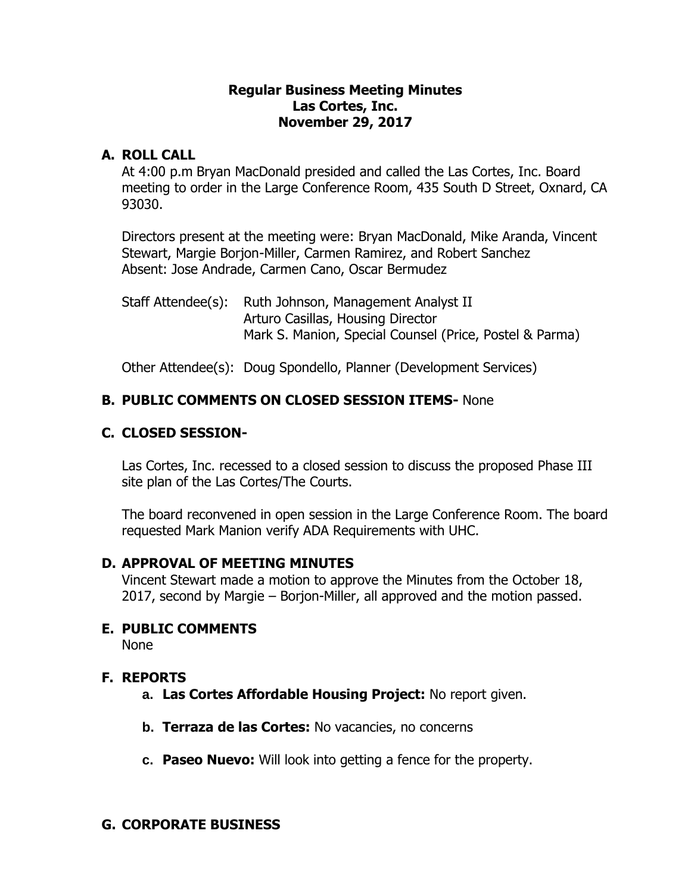**Regular Business Meeting Minutes**
**Las Cortes, Inc.**
**November 29, 2017**

## A. ROLL CALL

At 4:00 p.m Bryan MacDonald presided and called the Las Cortes, Inc. Board meeting to order in the Large Conference Room, 435 South D Street, Oxnard, CA 93030.

Directors present at the meeting were: Bryan MacDonald, Mike Aranda, Vincent Stewart, Margie Borjon-Miller, Carmen Ramirez, and Robert Sanchez
Absent: Jose Andrade, Carmen Cano, Oscar Bermudez

Staff Attendee(s): Ruth Johnson, Management Analyst II
Arturo Casillas, Housing Director
Mark S. Manion, Special Counsel (Price, Postel & Parma)

Other Attendee(s): Doug Spondello, Planner (Development Services)

## B. PUBLIC COMMENTS ON CLOSED SESSION ITEMS- None

## C. CLOSED SESSION-

Las Cortes, Inc. recessed to a closed session to discuss the proposed Phase III site plan of the Las Cortes/The Courts.

The board reconvened in open session in the Large Conference Room. The board requested Mark Manion verify ADA Requirements with UHC.

## D. APPROVAL OF MEETING MINUTES

Vincent Stewart made a motion to approve the Minutes from the October 18, 2017, second by Margie – Borjon-Miller, all approved and the motion passed.

## E. PUBLIC COMMENTS

None

## F. REPORTS

a. **Las Cortes Affordable Housing Project:** No report given.

b. **Terraza de las Cortes:** No vacancies, no concerns

c. **Paseo Nuevo:** Will look into getting a fence for the property.

## G. CORPORATE BUSINESS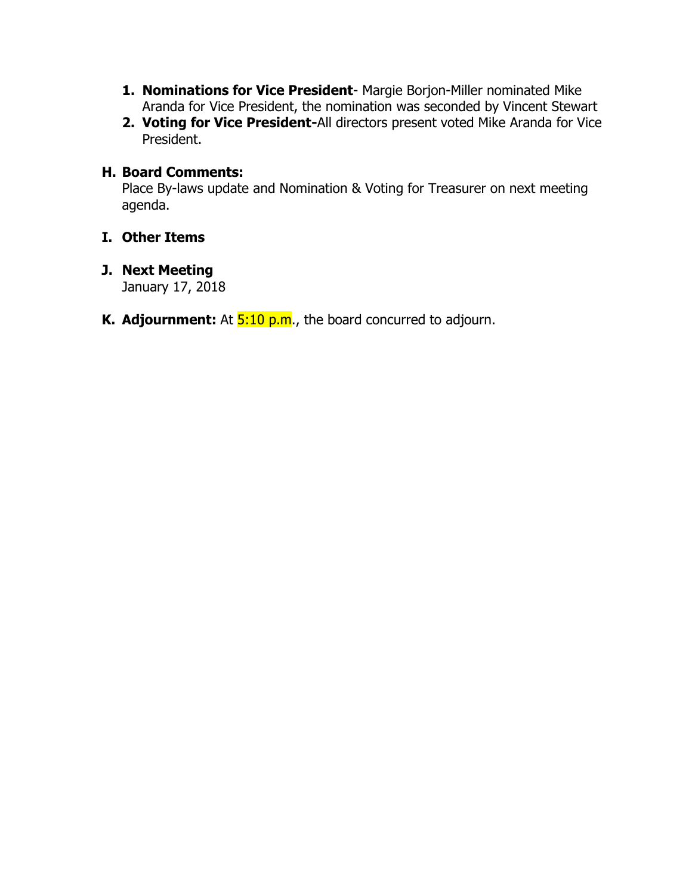1. **Nominations for Vice President**- Margie Borjon-Miller nominated Mike Aranda for Vice President, the nomination was seconded by Vincent Stewart
2. **Voting for Vice President-**All directors present voted Mike Aranda for Vice President.

**H. Board Comments:**
Place By-laws update and Nomination & Voting for Treasurer on next meeting agenda.

**I. Other Items**

**J. Next Meeting**
January 17, 2018

**K. Adjournment:** At 5:10 p.m., the board concurred to adjourn.